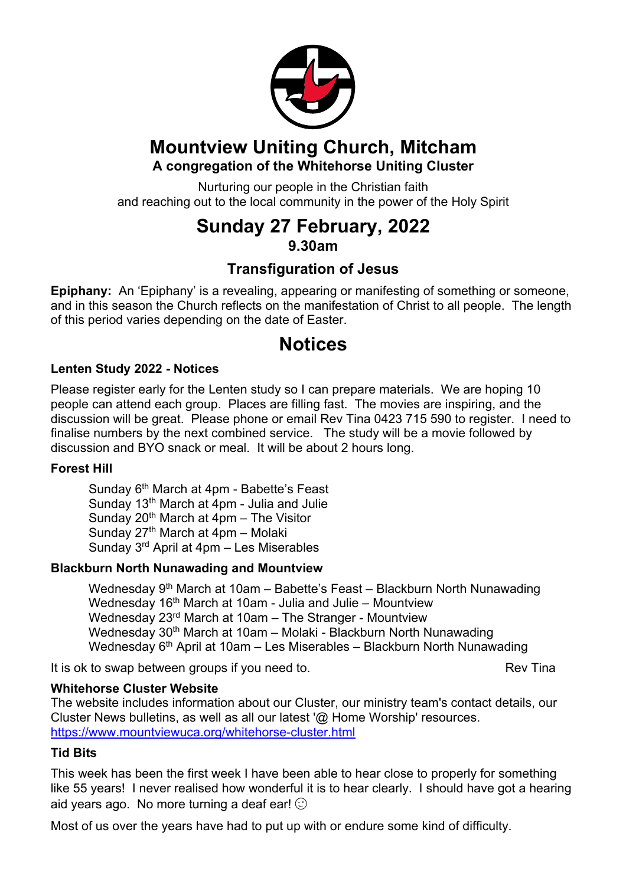# Mountview Uniting Church, Mitcham

**A congregation of the Whitehorse Uniting Cluster**

Nurturing our people in the Christian faith
and reaching out to the local community in the power of the Holy Spirit

# Sunday 27 February, 2022

**9.30am**

### Transfiguration of Jesus

**Epiphany:** An 'Epiphany' is a revealing, appearing or manifesting of something or someone, and in this season the Church reflects on the manifestation of Christ to all people. The length of this period varies depending on the date of Easter.

# Notices

**Lenten Study 2022 - Notices**

Please register early for the Lenten study so I can prepare materials. We are hoping 10 people can attend each group. Places are filling fast. The movies are inspiring, and the discussion will be great. Please phone or email Rev Tina 0423 715 590 to register. I need to finalise numbers by the next combined service. The study will be a movie followed by discussion and BYO snack or meal. It will be about 2 hours long.

**Forest Hill**

Sunday 6th March at 4pm - Babette's Feast
Sunday 13th March at 4pm - Julia and Julie
Sunday 20th March at 4pm – The Visitor
Sunday 27th March at 4pm – Molaki
Sunday 3rd April at 4pm – Les Miserables

**Blackburn North Nunawading and Mountview**

Wednesday 9th March at 10am – Babette's Feast – Blackburn North Nunawading
Wednesday 16th March at 10am - Julia and Julie – Mountview
Wednesday 23rd March at 10am – The Stranger - Mountview
Wednesday 30th March at 10am – Molaki - Blackburn North Nunawading
Wednesday 6th April at 10am – Les Miserables – Blackburn North Nunawading

It is ok to swap between groups if you need to. Rev Tina

**Whitehorse Cluster Website**
The website includes information about our Cluster, our ministry team's contact details, our Cluster News bulletins, as well as all our latest '@ Home Worship' resources.
https://www.mountviewuca.org/whitehorse-cluster.html

**Tid Bits**

This week has been the first week I have been able to hear close to properly for something like 55 years! I never realised how wonderful it is to hear clearly. I should have got a hearing aid years ago. No more turning a deaf ear! ☺

Most of us over the years have had to put up with or endure some kind of difficulty.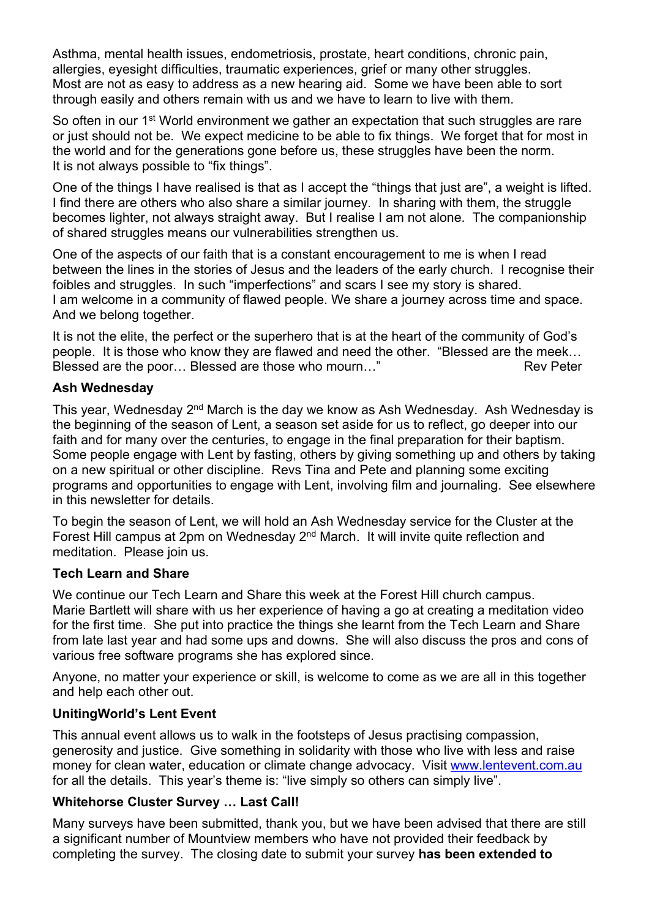Asthma, mental health issues, endometriosis, prostate, heart conditions, chronic pain, allergies, eyesight difficulties, traumatic experiences, grief or many other struggles. Most are not as easy to address as a new hearing aid. Some we have been able to sort through easily and others remain with us and we have to learn to live with them.

So often in our 1st World environment we gather an expectation that such struggles are rare or just should not be. We expect medicine to be able to fix things. We forget that for most in the world and for the generations gone before us, these struggles have been the norm. It is not always possible to "fix things".

One of the things I have realised is that as I accept the "things that just are", a weight is lifted. I find there are others who also share a similar journey. In sharing with them, the struggle becomes lighter, not always straight away. But I realise I am not alone. The companionship of shared struggles means our vulnerabilities strengthen us.

One of the aspects of our faith that is a constant encouragement to me is when I read between the lines in the stories of Jesus and the leaders of the early church. I recognise their foibles and struggles. In such "imperfections" and scars I see my story is shared. I am welcome in a community of flawed people. We share a journey across time and space. And we belong together.

It is not the elite, the perfect or the superhero that is at the heart of the community of God's people. It is those who know they are flawed and need the other. "Blessed are the meek… Blessed are the poor… Blessed are those who mourn…" Rev Peter

### Ash Wednesday

This year, Wednesday 2nd March is the day we know as Ash Wednesday. Ash Wednesday is the beginning of the season of Lent, a season set aside for us to reflect, go deeper into our faith and for many over the centuries, to engage in the final preparation for their baptism. Some people engage with Lent by fasting, others by giving something up and others by taking on a new spiritual or other discipline. Revs Tina and Pete and planning some exciting programs and opportunities to engage with Lent, involving film and journaling. See elsewhere in this newsletter for details.

To begin the season of Lent, we will hold an Ash Wednesday service for the Cluster at the Forest Hill campus at 2pm on Wednesday 2nd March. It will invite quite reflection and meditation. Please join us.

### Tech Learn and Share

We continue our Tech Learn and Share this week at the Forest Hill church campus. Marie Bartlett will share with us her experience of having a go at creating a meditation video for the first time. She put into practice the things she learnt from the Tech Learn and Share from late last year and had some ups and downs. She will also discuss the pros and cons of various free software programs she has explored since.

Anyone, no matter your experience or skill, is welcome to come as we are all in this together and help each other out.

### UnitingWorld's Lent Event

This annual event allows us to walk in the footsteps of Jesus practising compassion, generosity and justice. Give something in solidarity with those who live with less and raise money for clean water, education or climate change advocacy. Visit www.lentevent.com.au for all the details. This year's theme is: "live simply so others can simply live".

### Whitehorse Cluster Survey … Last Call!

Many surveys have been submitted, thank you, but we have been advised that there are still a significant number of Mountview members who have not provided their feedback by completing the survey. The closing date to submit your survey **has been extended to**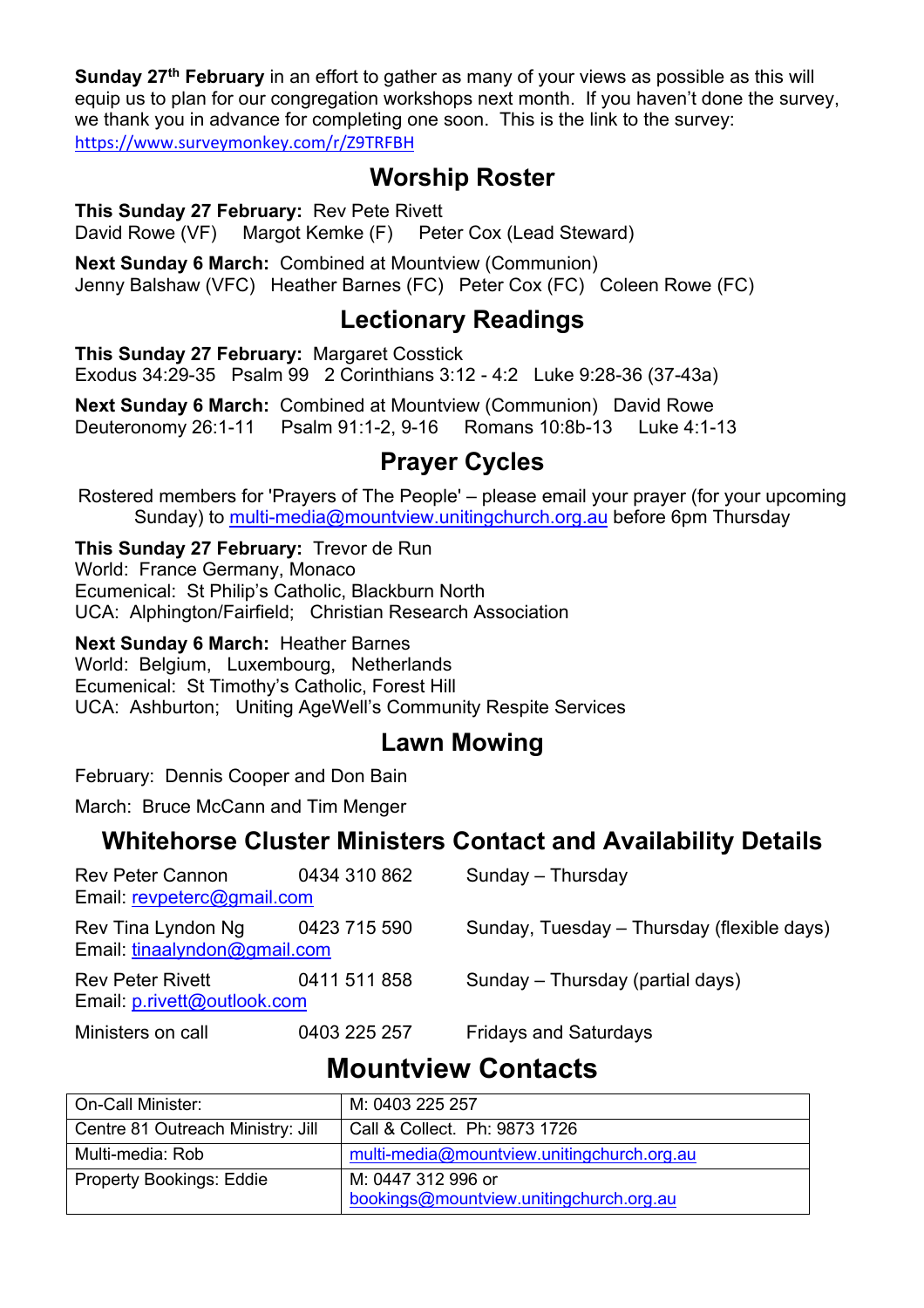**Sunday 27th February** in an effort to gather as many of your views as possible as this will equip us to plan for our congregation workshops next month. If you haven't done the survey, we thank you in advance for completing one soon. This is the link to the survey: https://www.surveymonkey.com/r/Z9TRFBH

## Worship Roster

**This Sunday 27 February:** Rev Pete Rivett
David Rowe (VF) Margot Kemke (F) Peter Cox (Lead Steward)

**Next Sunday 6 March:** Combined at Mountview (Communion)
Jenny Balshaw (VFC) Heather Barnes (FC) Peter Cox (FC) Coleen Rowe (FC)

## Lectionary Readings

**This Sunday 27 February:** Margaret Cosstick
Exodus 34:29-35 Psalm 99 2 Corinthians 3:12 - 4:2 Luke 9:28-36 (37-43a)

**Next Sunday 6 March:** Combined at Mountview (Communion) David Rowe
Deuteronomy 26:1-11 Psalm 91:1-2, 9-16 Romans 10:8b-13 Luke 4:1-13

## Prayer Cycles

Rostered members for 'Prayers of The People' – please email your prayer (for your upcoming Sunday) to multi-media@mountview.unitingchurch.org.au before 6pm Thursday

**This Sunday 27 February:** Trevor de Run
World: France Germany, Monaco
Ecumenical: St Philip's Catholic, Blackburn North
UCA: Alphington/Fairfield; Christian Research Association

**Next Sunday 6 March:** Heather Barnes
World: Belgium, Luxembourg, Netherlands
Ecumenical: St Timothy's Catholic, Forest Hill
UCA: Ashburton; Uniting AgeWell's Community Respite Services

## Lawn Mowing

February: Dennis Cooper and Don Bain

March: Bruce McCann and Tim Menger

## Whitehorse Cluster Ministers Contact and Availability Details

Rev Peter Cannon 0434 310 862 Sunday – Thursday
Email: revpeterc@gmail.com

Rev Tina Lyndon Ng 0423 715 590 Sunday, Tuesday – Thursday (flexible days)
Email: tinaalyndon@gmail.com

Rev Peter Rivett 0411 511 858 Sunday – Thursday (partial days)
Email: p.rivett@outlook.com

Ministers on call 0403 225 257 Fridays and Saturdays

## Mountview Contacts

| On-Call Minister: | M: 0403 225 257 |
|---|---|
| Centre 81 Outreach Ministry: Jill | Call & Collect. Ph: 9873 1726 |
| Multi-media: Rob | multi-media@mountview.unitingchurch.org.au |
| Property Bookings: Eddie | M: 0447 312 996 or bookings@mountview.unitingchurch.org.au |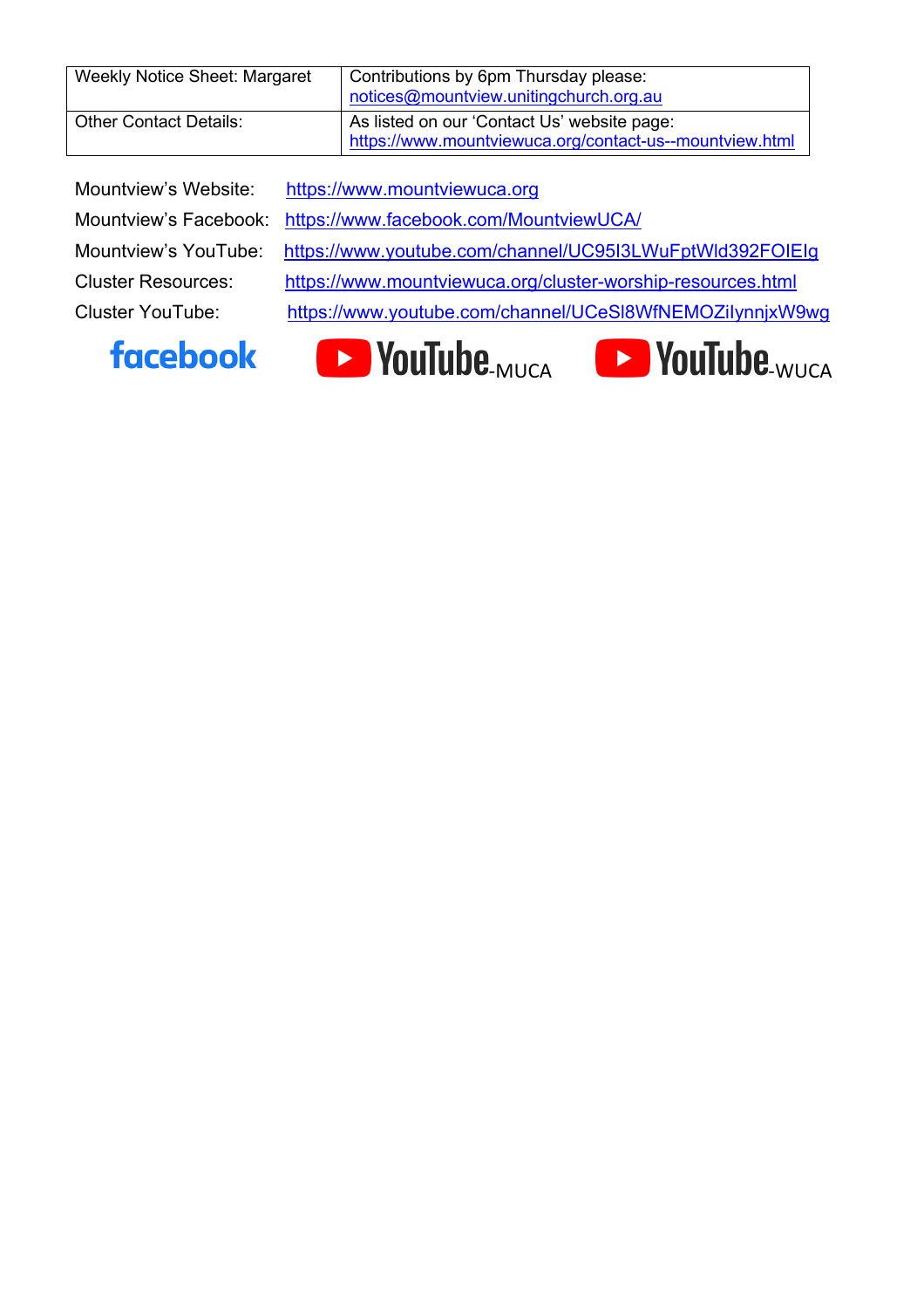| | |
|---|---|
| Weekly Notice Sheet: Margaret | Contributions by 6pm Thursday please: notices@mountview.unitingchurch.org.au |
| Other Contact Details: | As listed on our 'Contact Us' website page: https://www.mountviewuca.org/contact-us--mountview.html |

Mountview's Website: https://www.mountviewuca.org

Mountview's Facebook: https://www.facebook.com/MountviewUCA/

Mountview's YouTube: https://www.youtube.com/channel/UC95I3LWuFptWld392FOIEIg

Cluster Resources: https://www.mountviewuca.org/cluster-worship-resources.html

Cluster YouTube: https://www.youtube.com/channel/UCeSl8WfNEMOZiIynnjxW9wg

facebook YouTube-MUCA YouTube-WUCA